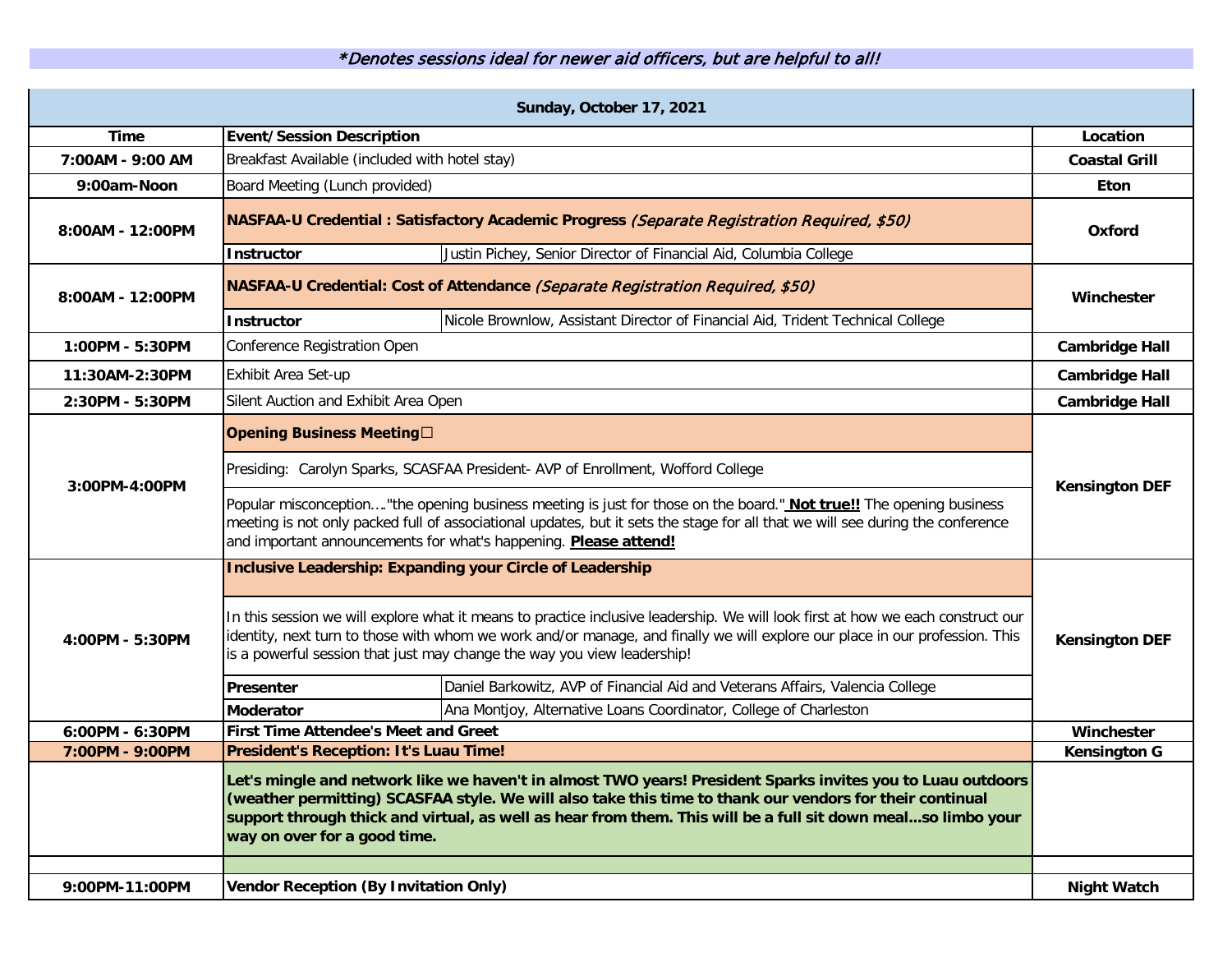*\*Denotes sessions ideal for newer aid officers, but are helpful to all!*

## Sunday, October 17, 2021

| Time | Event/Session Description | | Location |
|---|---|---|---|
| 7:00AM - 9:00 AM | Breakfast Available (included with hotel stay) | | **Coastal Grill** |
| 9:00am-Noon | Board Meeting (Lunch provided) | | **Eton** |
| 8:00AM - 12:00PM | **NASFAA-U Credential : Satisfactory Academic Progress** *(Separate Registration Required, $50)* | | **Oxford** |
| | **Instructor** | Justin Pichey, Senior Director of Financial Aid, Columbia College | |
| 8:00AM - 12:00PM | **NASFAA-U Credential: Cost of Attendance** *(Separate Registration Required, $50)* | | **Winchester** |
| | **Instructor** | Nicole Brownlow, Assistant Director of Financial Aid, Trident Technical College | |
| 1:00PM - 5:30PM | Conference Registration Open | | **Cambridge Hall** |
| 11:30AM-2:30PM | Exhibit Area Set-up | | **Cambridge Hall** |
| 2:30PM - 5:30PM | Silent Auction and Exhibit Area Open | | **Cambridge Hall** |
| 3:00PM-4:00PM | **Opening Business Meeting☐** | | **Kensington DEF** |
| | Presiding: Carolyn Sparks, SCASFAA President- AVP of Enrollment, Wofford College | | |
| | Popular misconception…."the opening business meeting is just for those on the board." **Not true!!** The opening business meeting is not only packed full of associational updates, but it sets the stage for all that we will see during the conference and important announcements for what's happening. **Please attend!** | | |
| 4:00PM - 5:30PM | **Inclusive Leadership: Expanding your Circle of Leadership** | | **Kensington DEF** |
| | In this session we will explore what it means to practice inclusive leadership. We will look first at how we each construct our identity, next turn to those with whom we work and/or manage, and finally we will explore our place in our profession. This is a powerful session that just may change the way you view leadership! | | |
| | **Presenter** | Daniel Barkowitz, AVP of Financial Aid and Veterans Affairs, Valencia College | |
| | **Moderator** | Ana Montjoy, Alternative Loans Coordinator, College of Charleston | |
| 6:00PM - 6:30PM | **First Time Attendee's Meet and Greet** | | **Winchester** |
| 7:00PM - 9:00PM | **President's Reception: It's Luau Time!** | | **Kensington G** |
| | **Let's mingle and network like we haven't in almost TWO years! President Sparks invites you to Luau outdoors (weather permitting) SCASFAA style. We will also take this time to thank our vendors for their continual support through thick and virtual, as well as hear from them. This will be a full sit down meal...so limbo your way on over for a good time.** | | |
| 9:00PM-11:00PM | **Vendor Reception (By Invitation Only)** | | **Night Watch** |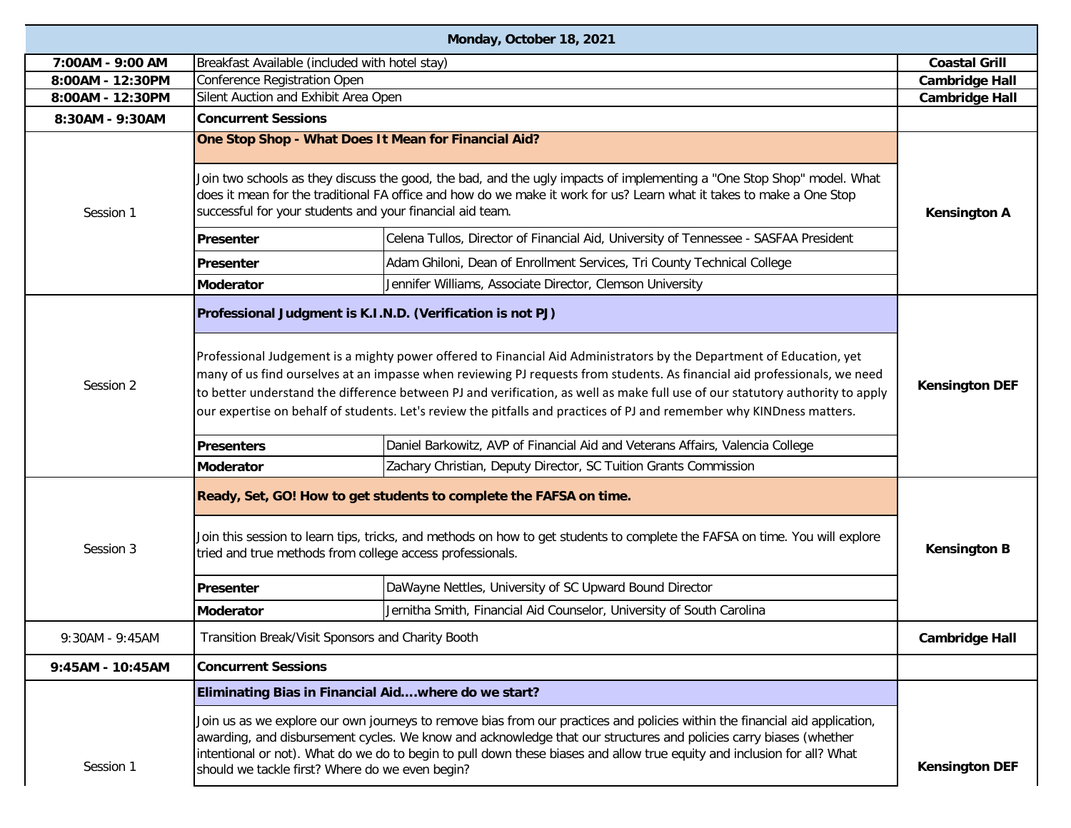## Monday, October 18, 2021

| Time | Event | Location |
|---|---|---|
| **7:00AM - 9:00 AM** | Breakfast Available (included with hotel stay) | **Coastal Grill** |
| **8:00AM - 12:30PM** | Conference Registration Open | **Cambridge Hall** |
| **8:00AM - 12:30PM** | Silent Auction and Exhibit Area Open | **Cambridge Hall** |
| **8:30AM - 9:30AM** | **Concurrent Sessions** | |

### Session 1 — Kensington A

**One Stop Shop - What Does It Mean for Financial Aid?**

Join two schools as they discuss the good, the bad, and the ugly impacts of implementing a "One Stop Shop" model. What does it mean for the traditional FA office and how do we make it work for us? Learn what it takes to make a One Stop successful for your students and your financial aid team.

| Role | Name |
|---|---|
| **Presenter** | Celena Tullos, Director of Financial Aid, University of Tennessee - SASFAA President |
| **Presenter** | Adam Ghiloni, Dean of Enrollment Services, Tri County Technical College |
| **Moderator** | Jennifer Williams, Associate Director, Clemson University |

### Session 2 — Kensington DEF

**Professional Judgment is K.I.N.D. (Verification is not PJ)**

Professional Judgement is a mighty power offered to Financial Aid Administrators by the Department of Education, yet many of us find ourselves at an impasse when reviewing PJ requests from students. As financial aid professionals, we need to better understand the difference between PJ and verification, as well as make full use of our statutory authority to apply our expertise on behalf of students. Let's review the pitfalls and practices of PJ and remember why KINDness matters.

| Role | Name |
|---|---|
| **Presenters** | Daniel Barkowitz, AVP of Financial Aid and Veterans Affairs, Valencia College |
| **Moderator** | Zachary Christian, Deputy Director, SC Tuition Grants Commission |

### Session 3 — Kensington B

**Ready, Set, GO! How to get students to complete the FAFSA on time.**

Join this session to learn tips, tricks, and methods on how to get students to complete the FAFSA on time. You will explore tried and true methods from college access professionals.

| Role | Name |
|---|---|
| **Presenter** | DaWayne Nettles, University of SC Upward Bound Director |
| **Moderator** | Jernitha Smith, Financial Aid Counselor, University of South Carolina |

| Time | Event | Location |
|---|---|---|
| 9:30AM - 9:45AM | Transition Break/Visit Sponsors and Charity Booth | **Cambridge Hall** |
| **9:45AM - 10:45AM** | **Concurrent Sessions** | |

### Session 1 — Kensington DEF

**Eliminating Bias in Financial Aid....where do we start?**

Join us as we explore our own journeys to remove bias from our practices and policies within the financial aid application, awarding, and disbursement cycles. We know and acknowledge that our structures and policies carry biases (whether intentional or not). What do we do to begin to pull down these biases and allow true equity and inclusion for all? What should we tackle first? Where do we even begin?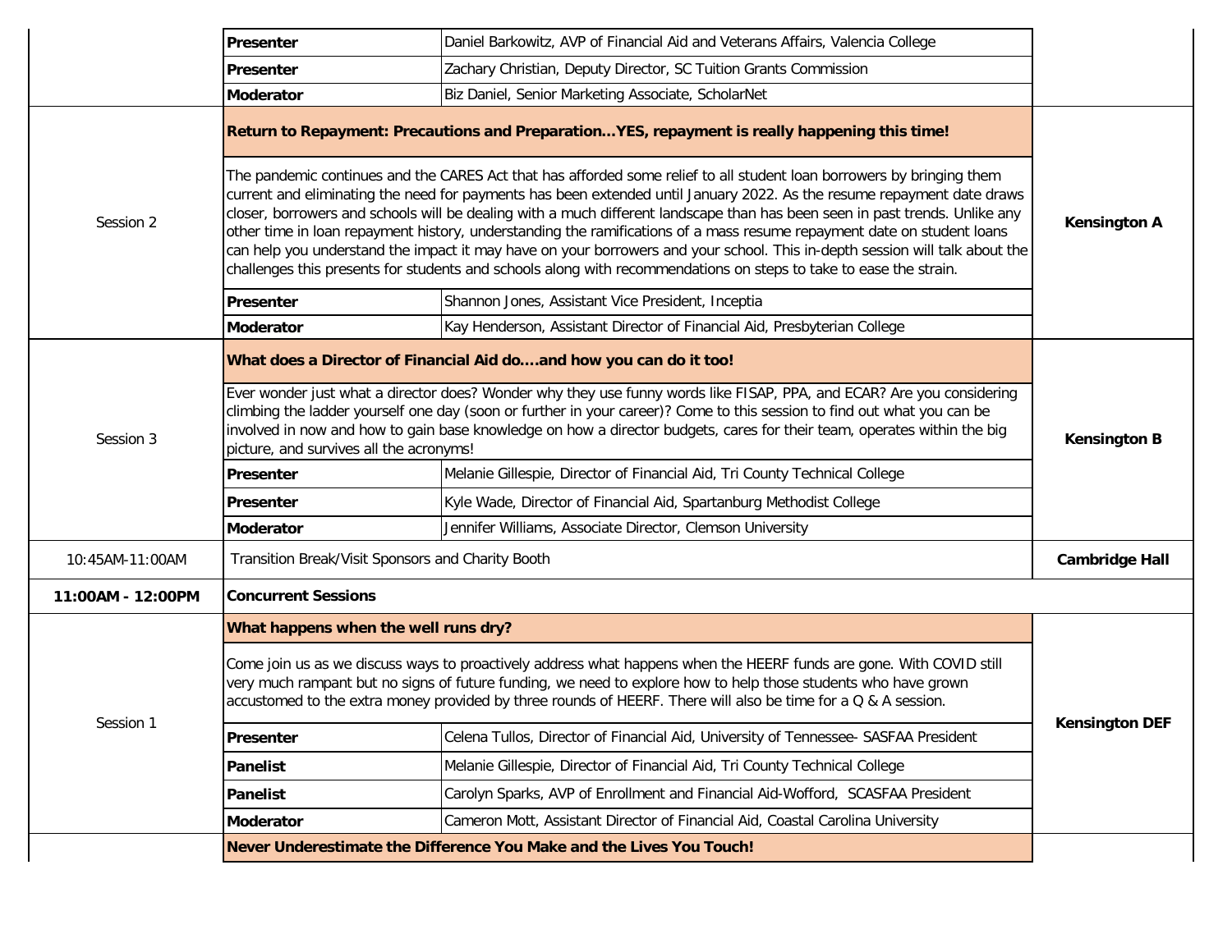| | | | |
|---|---|---|---|
| | **Presenter** | Daniel Barkowitz, AVP of Financial Aid and Veterans Affairs, Valencia College | |
| | **Presenter** | Zachary Christian, Deputy Director, SC Tuition Grants Commission | |
| | **Moderator** | Biz Daniel, Senior Marketing Associate, ScholarNet | |
| Session 2 | **Return to Repayment: Precautions and Preparation...YES, repayment is really happening this time!** | | **Kensington A** |
| | The pandemic continues and the CARES Act that has afforded some relief to all student loan borrowers by bringing them current and eliminating the need for payments has been extended until January 2022. As the resume repayment date draws closer, borrowers and schools will be dealing with a much different landscape than has been seen in past trends. Unlike any other time in loan repayment history, understanding the ramifications of a mass resume repayment date on student loans can help you understand the impact it may have on your borrowers and your school. This in-depth session will talk about the challenges this presents for students and schools along with recommendations on steps to take to ease the strain. | | |
| | **Presenter** | Shannon Jones, Assistant Vice President, Inceptia | |
| | **Moderator** | Kay Henderson, Assistant Director of Financial Aid, Presbyterian College | |
| Session 3 | **What does a Director of Financial Aid do....and how you can do it too!** | | **Kensington B** |
| | Ever wonder just what a director does? Wonder why they use funny words like FISAP, PPA, and ECAR? Are you considering climbing the ladder yourself one day (soon or further in your career)? Come to this session to find out what you can be involved in now and how to gain base knowledge on how a director budgets, cares for their team, operates within the big picture, and survives all the acronyms! | | |
| | **Presenter** | Melanie Gillespie, Director of Financial Aid, Tri County Technical College | |
| | **Presenter** | Kyle Wade, Director of Financial Aid, Spartanburg Methodist College | |
| | **Moderator** | Jennifer Williams, Associate Director, Clemson University | |
| 10:45AM-11:00AM | Transition Break/Visit Sponsors and Charity Booth | | **Cambridge Hall** |
| **11:00AM - 12:00PM** | **Concurrent Sessions** | | |
| Session 1 | **What happens when the well runs dry?** | | **Kensington DEF** |
| | Come join us as we discuss ways to proactively address what happens when the HEERF funds are gone. With COVID still very much rampant but no signs of future funding, we need to explore how to help those students who have grown accustomed to the extra money provided by three rounds of HEERF. There will also be time for a Q & A session. | | |
| | **Presenter** | Celena Tullos, Director of Financial Aid, University of Tennessee- SASFAA President | |
| | **Panelist** | Melanie Gillespie, Director of Financial Aid, Tri County Technical College | |
| | **Panelist** | Carolyn Sparks, AVP of Enrollment and Financial Aid-Wofford, SCASFAA President | |
| | **Moderator** | Cameron Mott, Assistant Director of Financial Aid, Coastal Carolina University | |
| | **Never Underestimate the Difference You Make and the Lives You Touch!** | | |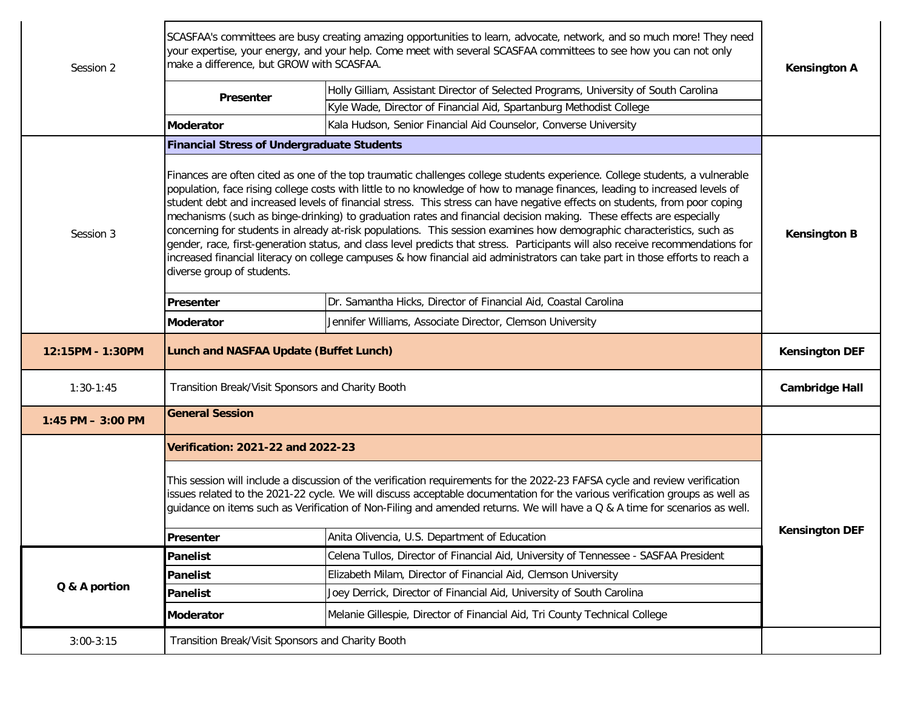| Time | Session | | Location |
|---|---|---|---|
| Session 2 | SCASFAA's committees are busy creating amazing opportunities to learn, advocate, network, and so much more! They need your expertise, your energy, and your help. Come meet with several SCASFAA committees to see how you can not only make a difference, but GROW with SCASFAA. | | **Kensington A** |
| | **Presenter** | Holly Gilliam, Assistant Director of Selected Programs, University of South Carolina | |
| | | Kyle Wade, Director of Financial Aid, Spartanburg Methodist College | |
| | **Moderator** | Kala Hudson, Senior Financial Aid Counselor, Converse University | |
| Session 3 | **Financial Stress of Undergraduate Students** | | **Kensington B** |
| | Finances are often cited as one of the top traumatic challenges college students experience. College students, a vulnerable population, face rising college costs with little to no knowledge of how to manage finances, leading to increased levels of student debt and increased levels of financial stress. This stress can have negative effects on students, from poor coping mechanisms (such as binge-drinking) to graduation rates and financial decision making. These effects are especially concerning for students in already at-risk populations. This session examines how demographic characteristics, such as gender, race, first-generation status, and class level predicts that stress. Participants will also receive recommendations for increased financial literacy on college campuses & how financial aid administrators can take part in those efforts to reach a diverse group of students. | | |
| | **Presenter** | Dr. Samantha Hicks, Director of Financial Aid, Coastal Carolina | |
| | **Moderator** | Jennifer Williams, Associate Director, Clemson University | |
| **12:15PM - 1:30PM** | **Lunch and NASFAA Update (Buffet Lunch)** | | **Kensington DEF** |
| 1:30-1:45 | Transition Break/Visit Sponsors and Charity Booth | | **Cambridge Hall** |
| **1:45 PM – 3:00 PM** | **General Session** | | |
| | **Verification: 2021-22 and 2022-23** | | **Kensington DEF** |
| | This session will include a discussion of the verification requirements for the 2022-23 FAFSA cycle and review verification issues related to the 2021-22 cycle. We will discuss acceptable documentation for the various verification groups as well as guidance on items such as Verification of Non-Filing and amended returns. We will have a Q & A time for scenarios as well. | | |
| | **Presenter** | Anita Olivencia, U.S. Department of Education | |
| **Q & A portion** | **Panelist** | Celena Tullos, Director of Financial Aid, University of Tennessee - SASFAA President | |
| | **Panelist** | Elizabeth Milam, Director of Financial Aid, Clemson University | |
| | **Panelist** | Joey Derrick, Director of Financial Aid, University of South Carolina | |
| | **Moderator** | Melanie Gillespie, Director of Financial Aid, Tri County Technical College | |
| 3:00-3:15 | Transition Break/Visit Sponsors and Charity Booth | | |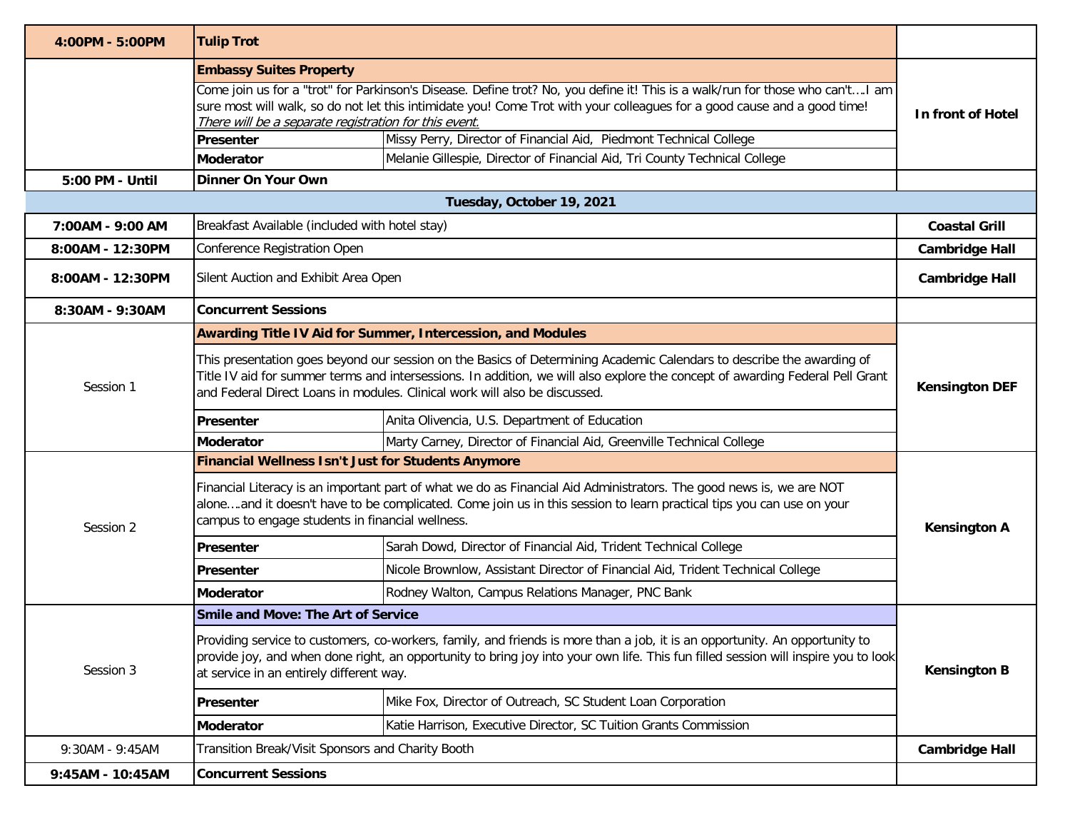| 4:00PM - 5:00PM | **Tulip Trot** | | |
|---|---|---|---|
| | **Embassy Suites Property** | | **In front of Hotel** |
| | Come join us for a "trot" for Parkinson's Disease. Define trot? No, you define it! This is a walk/run for those who can't….I am sure most will walk, so do not let this intimidate you! Come Trot with your colleagues for a good cause and a good time! *There will be a separate registration for this event.* | | |
| | **Presenter** | Missy Perry, Director of Financial Aid, Piedmont Technical College | |
| | **Moderator** | Melanie Gillespie, Director of Financial Aid, Tri County Technical College | |
| **5:00 PM - Until** | **Dinner On Your Own** | | |
| | **Tuesday, October 19, 2021** | | |
| **7:00AM - 9:00 AM** | Breakfast Available (included with hotel stay) | | **Coastal Grill** |
| **8:00AM - 12:30PM** | Conference Registration Open | | **Cambridge Hall** |
| **8:00AM - 12:30PM** | Silent Auction and Exhibit Area Open | | **Cambridge Hall** |
| **8:30AM - 9:30AM** | **Concurrent Sessions** | | |
| Session 1 | **Awarding Title IV Aid for Summer, Intercession, and Modules** | | **Kensington DEF** |
| | This presentation goes beyond our session on the Basics of Determining Academic Calendars to describe the awarding of Title IV aid for summer terms and intersessions. In addition, we will also explore the concept of awarding Federal Pell Grant and Federal Direct Loans in modules. Clinical work will also be discussed. | | |
| | **Presenter** | Anita Olivencia, U.S. Department of Education | |
| | **Moderator** | Marty Carney, Director of Financial Aid, Greenville Technical College | |
| Session 2 | **Financial Wellness Isn't Just for Students Anymore** | | **Kensington A** |
| | Financial Literacy is an important part of what we do as Financial Aid Administrators. The good news is, we are NOT alone….and it doesn't have to be complicated. Come join us in this session to learn practical tips you can use on your campus to engage students in financial wellness. | | |
| | **Presenter** | Sarah Dowd, Director of Financial Aid, Trident Technical College | |
| | **Presenter** | Nicole Brownlow, Assistant Director of Financial Aid, Trident Technical College | |
| | **Moderator** | Rodney Walton, Campus Relations Manager, PNC Bank | |
| Session 3 | **Smile and Move: The Art of Service** | | **Kensington B** |
| | Providing service to customers, co-workers, family, and friends is more than a job, it is an opportunity. An opportunity to provide joy, and when done right, an opportunity to bring joy into your own life. This fun filled session will inspire you to look at service in an entirely different way. | | |
| | **Presenter** | Mike Fox, Director of Outreach, SC Student Loan Corporation | |
| | **Moderator** | Katie Harrison, Executive Director, SC Tuition Grants Commission | |
| 9:30AM - 9:45AM | Transition Break/Visit Sponsors and Charity Booth | | **Cambridge Hall** |
| **9:45AM - 10:45AM** | **Concurrent Sessions** | | |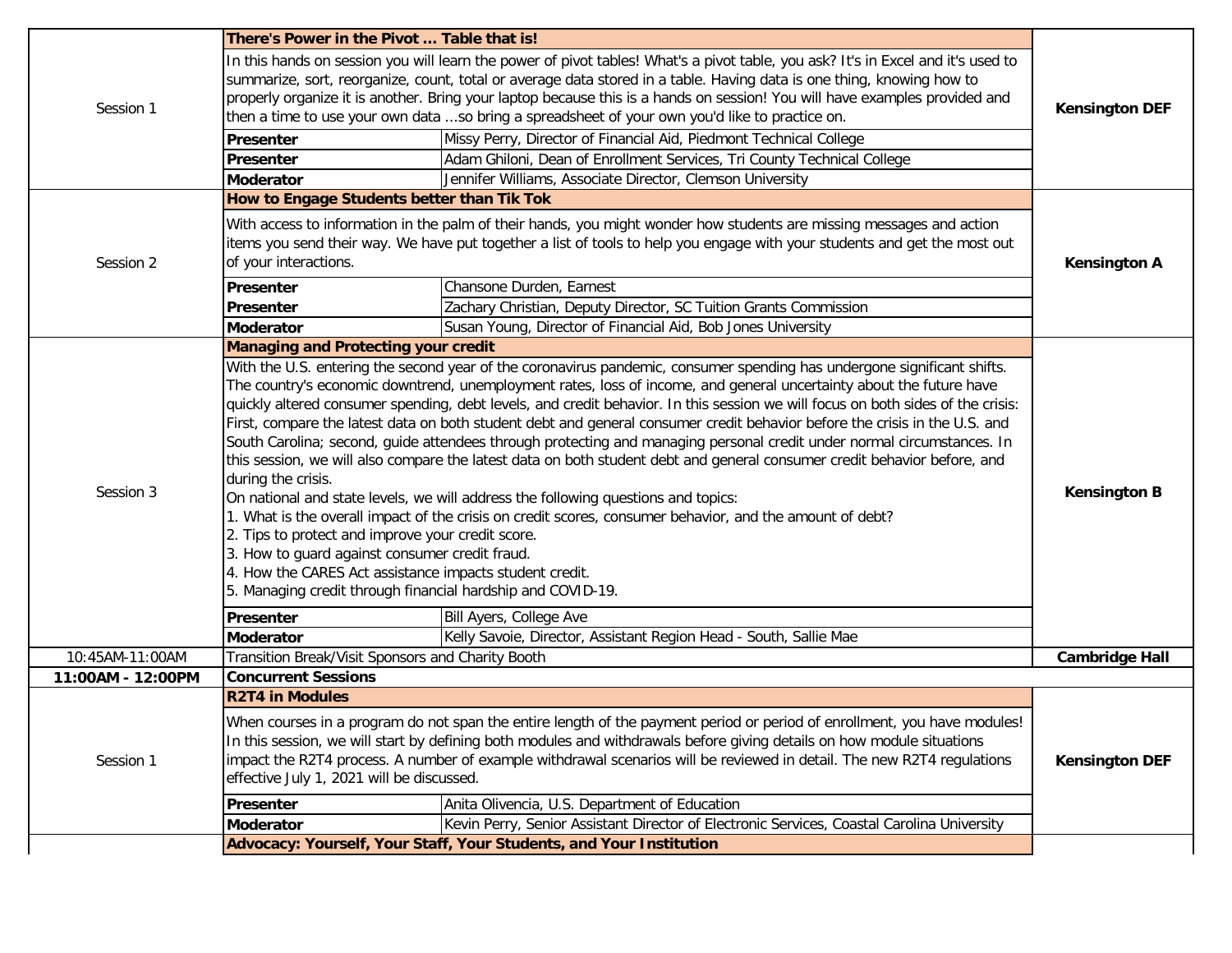| | | | |
|---|---|---|---|
| Session 1 | **There's Power in the Pivot ... Table that is!** | | **Kensington DEF** |
| | In this hands on session you will learn the power of pivot tables! What's a pivot table, you ask? It's in Excel and it's used to summarize, sort, reorganize, count, total or average data stored in a table. Having data is one thing, knowing how to properly organize it is another. Bring your laptop because this is a hands on session! You will have examples provided and then a time to use your own data ...so bring a spreadsheet of your own you'd like to practice on. | | |
| | **Presenter** | Missy Perry, Director of Financial Aid, Piedmont Technical College | |
| | **Presenter** | Adam Ghiloni, Dean of Enrollment Services, Tri County Technical College | |
| | **Moderator** | Jennifer Williams, Associate Director, Clemson University | |
| Session 2 | **How to Engage Students better than Tik Tok** | | **Kensington A** |
| | With access to information in the palm of their hands, you might wonder how students are missing messages and action items you send their way. We have put together a list of tools to help you engage with your students and get the most out of your interactions. | | |
| | **Presenter** | Chansone Durden, Earnest | |
| | **Presenter** | Zachary Christian, Deputy Director, SC Tuition Grants Commission | |
| | **Moderator** | Susan Young, Director of Financial Aid, Bob Jones University | |
| Session 3 | **Managing and Protecting your credit** | | **Kensington B** |
| | With the U.S. entering the second year of the coronavirus pandemic, consumer spending has undergone significant shifts. The country's economic downtrend, unemployment rates, loss of income, and general uncertainty about the future have quickly altered consumer spending, debt levels, and credit behavior. In this session we will focus on both sides of the crisis: First, compare the latest data on both student debt and general consumer credit behavior before the crisis in the U.S. and South Carolina; second, guide attendees through protecting and managing personal credit under normal circumstances. In this session, we will also compare the latest data on both student debt and general consumer credit behavior before, and during the crisis.<br>On national and state levels, we will address the following questions and topics:<br>1. What is the overall impact of the crisis on credit scores, consumer behavior, and the amount of debt?<br>2. Tips to protect and improve your credit score.<br>3. How to guard against consumer credit fraud.<br>4. How the CARES Act assistance impacts student credit.<br>5. Managing credit through financial hardship and COVID-19. | | |
| | **Presenter** | Bill Ayers, College Ave | |
| | **Moderator** | Kelly Savoie, Director, Assistant Region Head - South, Sallie Mae | |
| 10:45AM-11:00AM | Transition Break/Visit Sponsors and Charity Booth | | **Cambridge Hall** |
| **11:00AM - 12:00PM** | **Concurrent Sessions** | | |
| Session 1 | **R2T4 in Modules** | | **Kensington DEF** |
| | When courses in a program do not span the entire length of the payment period or period of enrollment, you have modules! In this session, we will start by defining both modules and withdrawals before giving details on how module situations impact the R2T4 process. A number of example withdrawal scenarios will be reviewed in detail. The new R2T4 regulations effective July 1, 2021 will be discussed. | | |
| | **Presenter** | Anita Olivencia, U.S. Department of Education | |
| | **Moderator** | Kevin Perry, Senior Assistant Director of Electronic Services, Coastal Carolina University | |
| | **Advocacy: Yourself, Your Staff, Your Students, and Your Institution** | | |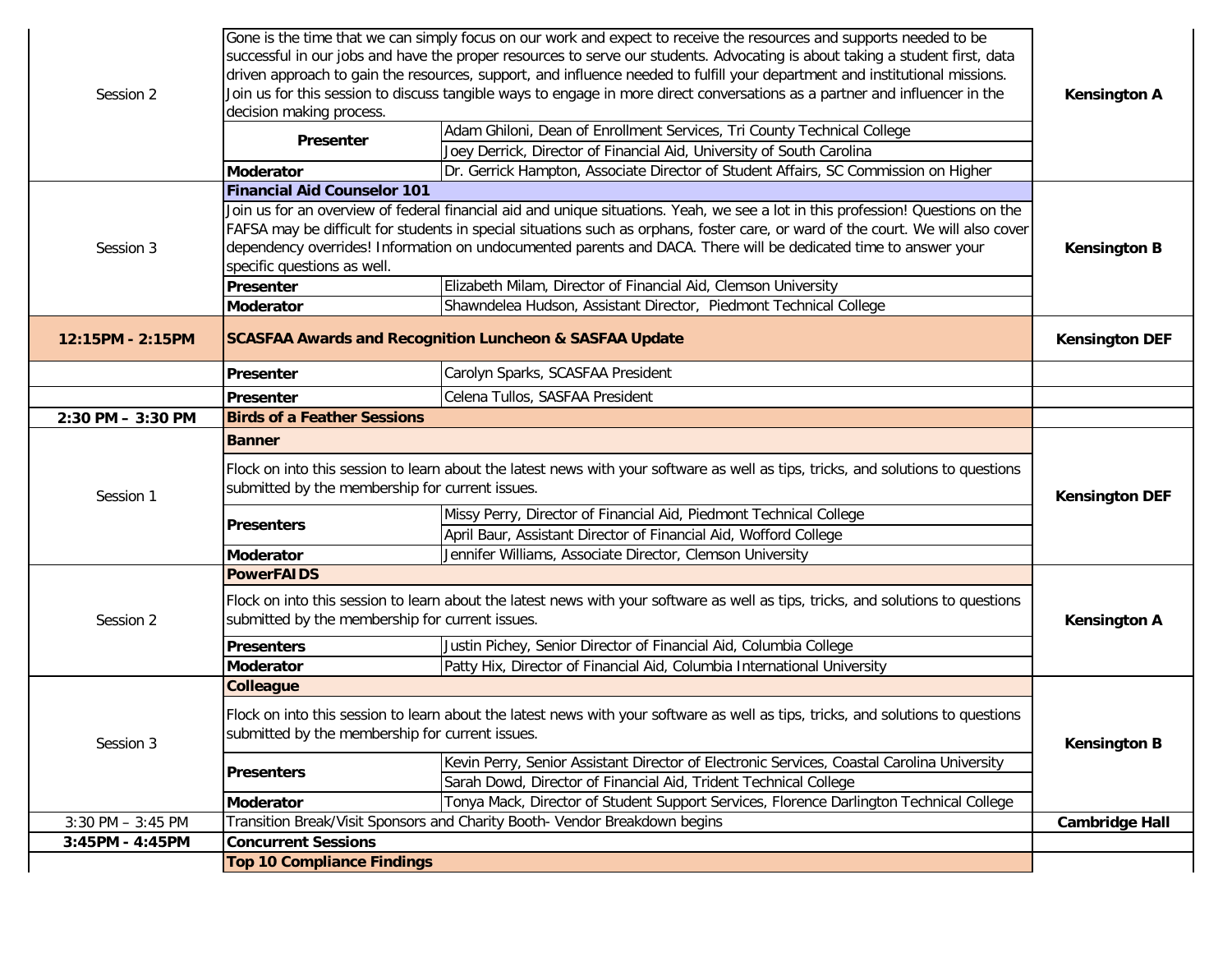| | | | |
|---|---|---|---|
| Session 2 | Gone is the time that we can simply focus on our work and expect to receive the resources and supports needed to be successful in our jobs and have the proper resources to serve our students. Advocating is about taking a student first, data driven approach to gain the resources, support, and influence needed to fulfill your department and institutional missions. Join us for this session to discuss tangible ways to engage in more direct conversations as a partner and influencer in the decision making process. | | **Kensington A** |
| | **Presenter** | Adam Ghiloni, Dean of Enrollment Services, Tri County Technical College | |
| | | Joey Derrick, Director of Financial Aid, University of South Carolina | |
| | **Moderator** | Dr. Gerrick Hampton, Associate Director of Student Affairs, SC Commission on Higher | |
| Session 3 | **Financial Aid Counselor 101** | | **Kensington B** |
| | Join us for an overview of federal financial aid and unique situations. Yeah, we see a lot in this profession! Questions on the FAFSA may be difficult for students in special situations such as orphans, foster care, or ward of the court. We will also cover dependency overrides! Information on undocumented parents and DACA. There will be dedicated time to answer your specific questions as well. | | |
| | **Presenter** | Elizabeth Milam, Director of Financial Aid, Clemson University | |
| | **Moderator** | Shawndelea Hudson, Assistant Director, Piedmont Technical College | |
| **12:15PM - 2:15PM** | **SCASFAA Awards and Recognition Luncheon & SASFAA Update** | | **Kensington DEF** |
| | **Presenter** | Carolyn Sparks, SCASFAA President | |
| | **Presenter** | Celena Tullos, SASFAA President | |
| **2:30 PM – 3:30 PM** | **Birds of a Feather Sessions** | | |
| Session 1 | **Banner** | | **Kensington DEF** |
| | Flock on into this session to learn about the latest news with your software as well as tips, tricks, and solutions to questions submitted by the membership for current issues. | | |
| | **Presenters** | Missy Perry, Director of Financial Aid, Piedmont Technical College | |
| | | April Baur, Assistant Director of Financial Aid, Wofford College | |
| | **Moderator** | Jennifer Williams, Associate Director, Clemson University | |
| Session 2 | **PowerFAIDS** | | **Kensington A** |
| | Flock on into this session to learn about the latest news with your software as well as tips, tricks, and solutions to questions submitted by the membership for current issues. | | |
| | **Presenters** | Justin Pichey, Senior Director of Financial Aid, Columbia College | |
| | **Moderator** | Patty Hix, Director of Financial Aid, Columbia International University | |
| Session 3 | **Colleague** | | **Kensington B** |
| | Flock on into this session to learn about the latest news with your software as well as tips, tricks, and solutions to questions submitted by the membership for current issues. | | |
| | **Presenters** | Kevin Perry, Senior Assistant Director of Electronic Services, Coastal Carolina University | |
| | | Sarah Dowd, Director of Financial Aid, Trident Technical College | |
| | **Moderator** | Tonya Mack, Director of Student Support Services, Florence Darlington Technical College | |
| 3:30 PM – 3:45 PM | Transition Break/Visit Sponsors and Charity Booth- Vendor Breakdown begins | | **Cambridge Hall** |
| **3:45PM - 4:45PM** | **Concurrent Sessions** | | |
| | **Top 10 Compliance Findings** | | |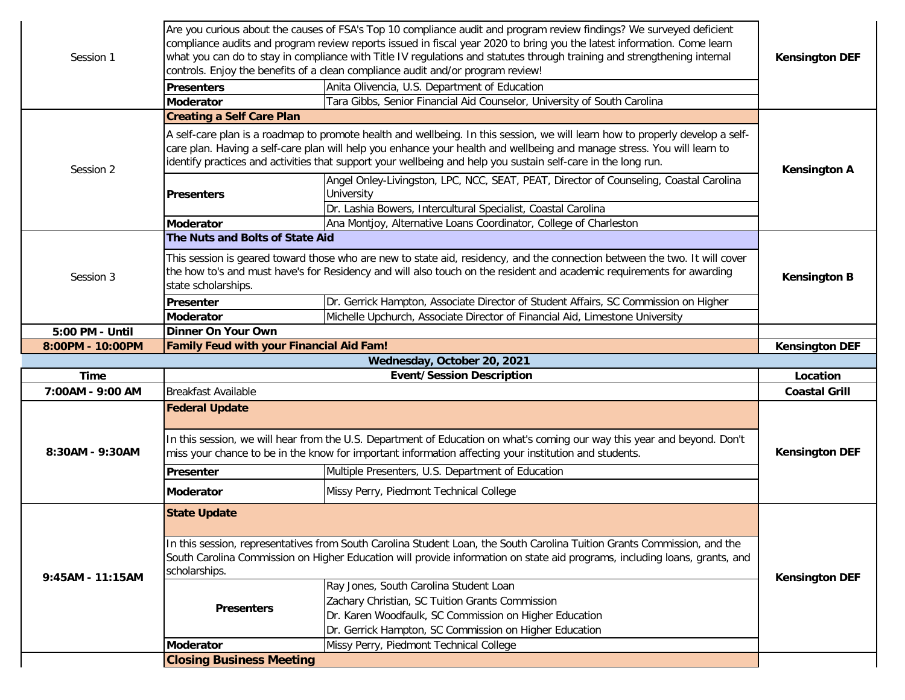| Time | Event/Session Description | | Location |
|---|---|---|---|
| Session 1 | Are you curious about the causes of FSA's Top 10 compliance audit and program review findings? We surveyed deficient compliance audits and program review reports issued in fiscal year 2020 to bring you the latest information. Come learn what you can do to stay in compliance with Title IV regulations and statutes through training and strengthening internal controls. Enjoy the benefits of a clean compliance audit and/or program review! | | **Kensington DEF** |
| | **Presenters** | Anita Olivencia, U.S. Department of Education | |
| | **Moderator** | Tara Gibbs, Senior Financial Aid Counselor, University of South Carolina | |
| Session 2 | **Creating a Self Care Plan** | | **Kensington A** |
| | A self-care plan is a roadmap to promote health and wellbeing. In this session, we will learn how to properly develop a self-care plan. Having a self-care plan will help you enhance your health and wellbeing and manage stress. You will learn to identify practices and activities that support your wellbeing and help you sustain self-care in the long run. | | |
| | **Presenters** | Angel Onley-Livingston, LPC, NCC, SEAT, PEAT, Director of Counseling, Coastal Carolina University | |
| | | Dr. Lashia Bowers, Intercultural Specialist, Coastal Carolina | |
| | **Moderator** | Ana Montjoy, Alternative Loans Coordinator, College of Charleston | |
| Session 3 | **The Nuts and Bolts of State Aid** | | **Kensington B** |
| | This session is geared toward those who are new to state aid, residency, and the connection between the two. It will cover the how to's and must have's for Residency and will also touch on the resident and academic requirements for awarding state scholarships. | | |
| | **Presenter** | Dr. Gerrick Hampton, Associate Director of Student Affairs, SC Commission on Higher | |
| | **Moderator** | Michelle Upchurch, Associate Director of Financial Aid, Limestone University | |
| **5:00 PM - Until** | **Dinner On Your Own** | | |
| **8:00PM - 10:00PM** | **Family Feud with your Financial Aid Fam!** | | **Kensington DEF** |
| | **Wednesday, October 20, 2021** | | |
| **Time** | **Event/Session Description** | | **Location** |
| **7:00AM - 9:00 AM** | Breakfast Available | | **Coastal Grill** |
| **8:30AM - 9:30AM** | **Federal Update** | | **Kensington DEF** |
| | In this session, we will hear from the U.S. Department of Education on what's coming our way this year and beyond. Don't miss your chance to be in the know for important information affecting your institution and students. | | |
| | **Presenter** | Multiple Presenters, U.S. Department of Education | |
| | **Moderator** | Missy Perry, Piedmont Technical College | |
| **9:45AM - 11:15AM** | **State Update** | | **Kensington DEF** |
| | In this session, representatives from South Carolina Student Loan, the South Carolina Tuition Grants Commission, and the South Carolina Commission on Higher Education will provide information on state aid programs, including loans, grants, and scholarships. | | |
| | **Presenters** | Ray Jones, South Carolina Student Loan<br>Zachary Christian, SC Tuition Grants Commission<br>Dr. Karen Woodfaulk, SC Commission on Higher Education<br>Dr. Gerrick Hampton, SC Commission on Higher Education | |
| | **Moderator** | Missy Perry, Piedmont Technical College | |
| | **Closing Business Meeting** | | |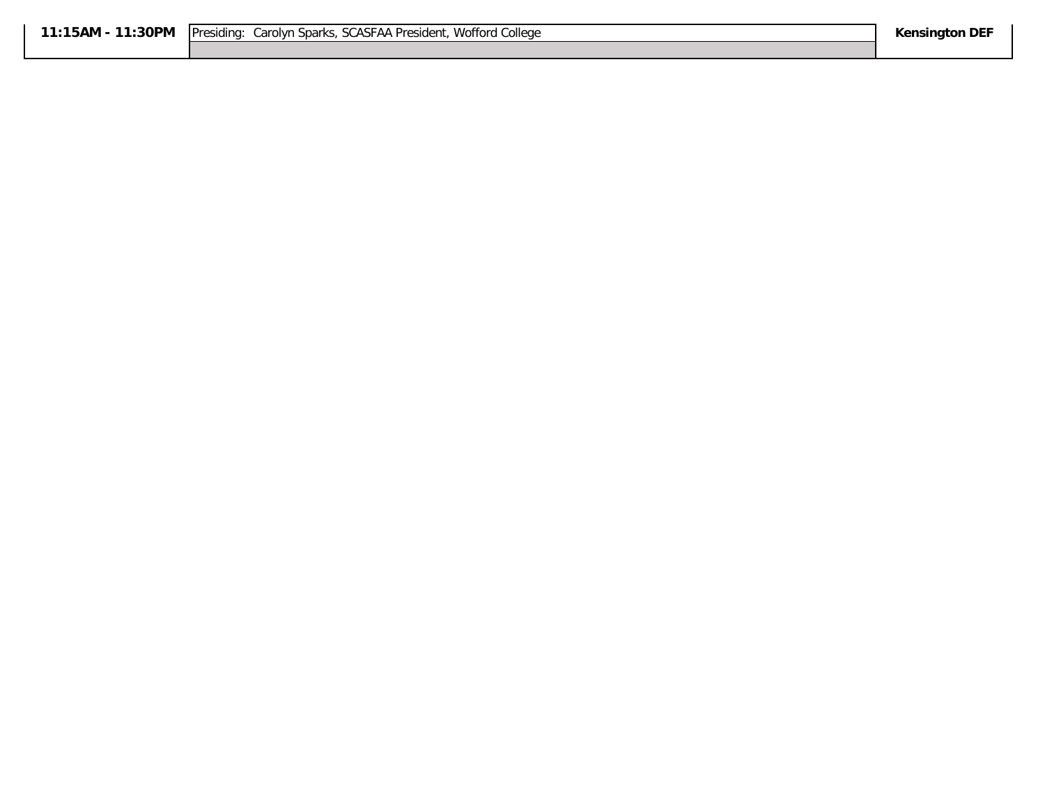| | | |
|---|---|---|
| **11:15AM - 11:30PM** | Presiding:  Carolyn Sparks, SCASFAA President, Wofford College | **Kensington DEF** |
| | | |